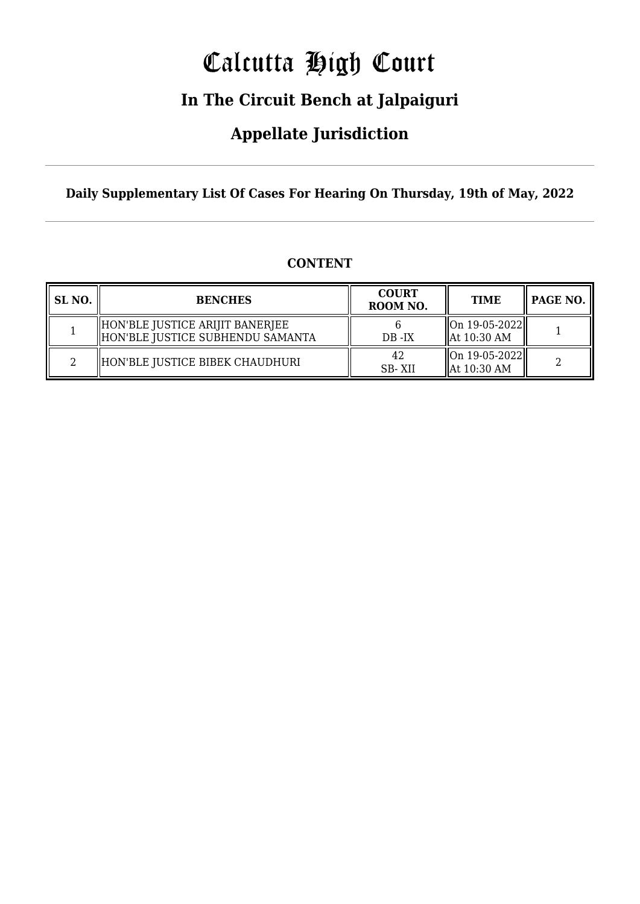# Calcutta High Court

## In The Circuit Bench at Jalpaiguri

## Appellate Jurisdiction

**Daily Supplementary List Of Cases For Hearing On Thursday, 19th of May, 2022**

**CONTENT**

| SL NO. | BENCHES | COURT ROOM NO. | TIME | PAGE NO. |
|---|---|---|---|---|
| 1 | HON'BLE JUSTICE ARIJIT BANERJEE<br>HON'BLE JUSTICE SUBHENDU SAMANTA | 6<br>DB -IX | On 19-05-2022<br>At 10:30 AM | 1 |
| 2 | HON'BLE JUSTICE BIBEK CHAUDHURI | 42<br>SB- XII | On 19-05-2022<br>At 10:30 AM | 2 |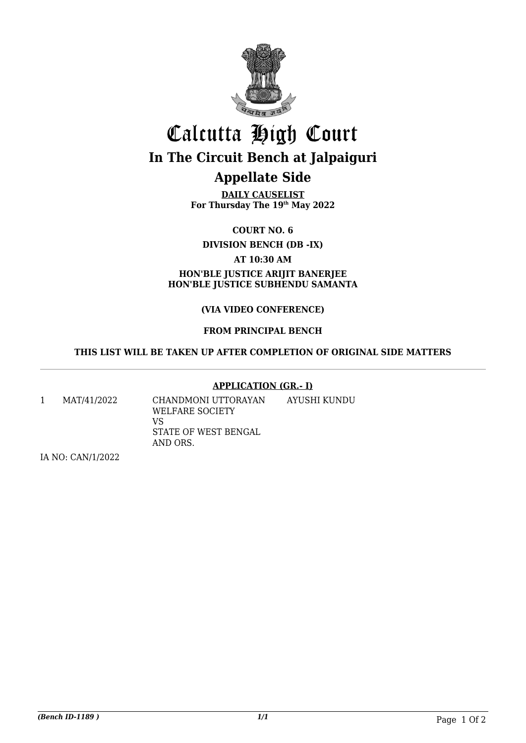# Calcutta High Court

## In The Circuit Bench at Jalpaiguri

## Appellate Side

**DAILY CAUSELIST**
**For Thursday The 19th May 2022**

**COURT NO. 6**

**DIVISION BENCH (DB -IX)**

**AT 10:30 AM**

**HON'BLE JUSTICE ARIJIT BANERJEE**
**HON'BLE JUSTICE SUBHENDU SAMANTA**

**(VIA VIDEO CONFERENCE)**

**FROM PRINCIPAL BENCH**

**THIS LIST WILL BE TAKEN UP AFTER COMPLETION OF ORIGINAL SIDE MATTERS**

---

**APPLICATION (GR.- I)**

| | | | |
|---|---|---|---|
| 1 | MAT/41/2022 | CHANDMONI UTTORAYAN WELFARE SOCIETY<br>VS<br>STATE OF WEST BENGAL AND ORS. | AYUSHI KUNDU |

IA NO: CAN/1/2022

*(Bench ID-1189 )* 1/1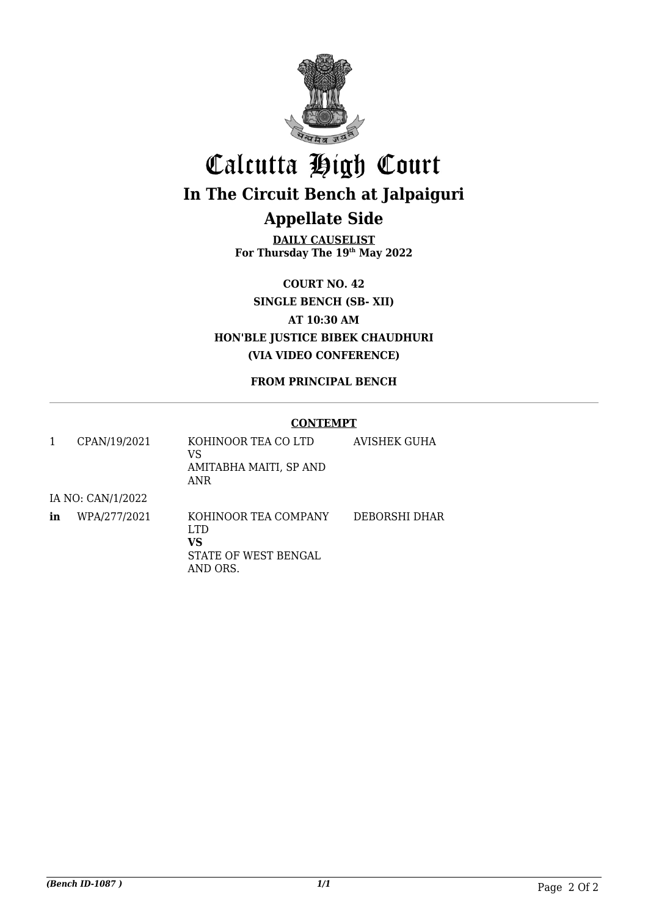# Calcutta High Court

## In The Circuit Bench at Jalpaiguri

## Appellate Side

**DAILY CAUSELIST**
**For Thursday The 19th May 2022**

**COURT NO. 42**
**SINGLE BENCH (SB- XII)**
**AT 10:30 AM**
**HON'BLE JUSTICE BIBEK CHAUDHURI**
**(VIA VIDEO CONFERENCE)**

**FROM PRINCIPAL BENCH**

**CONTEMPT**

| | | | |
|---|---|---|---|
| 1 | CPAN/19/2021 | KOHINOOR TEA CO LTD VS AMITABHA MAITI, SP AND ANR | AVISHEK GUHA |
| IA NO: CAN/1/2022 | | | |
| **in** | WPA/277/2021 | KOHINOOR TEA COMPANY LTD **VS** STATE OF WEST BENGAL AND ORS. | DEBORSHI DHAR |

*(Bench ID-1087 )*